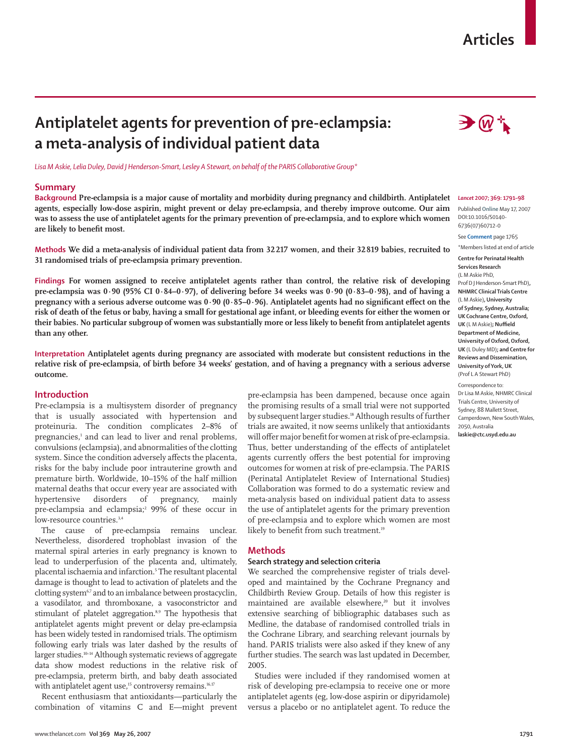# Antiplatelet agents for prevention of pre-eclampsia: a meta-analysis of individual patient data

*Lisa M Askie, Lelia Duley, David J Henderson-Smart, Lesley A Stewart, on behalf of the PARIS Collaborative Group\**

## Summary

**Background** **Pre-eclampsia is a major cause of mortality and morbidity during pregnancy and childbirth. Antiplatelet agents, especially low-dose aspirin, might prevent or delay pre-eclampsia, and thereby improve outcome. Our aim was to assess the use of antiplatelet agents for the primary prevention of pre-eclampsia, and to explore which women are likely to benefit most.**

**Methods** **We did a meta-analysis of individual patient data from 32 217 women, and their 32 819 babies, recruited to 31 randomised trials of pre-eclampsia primary prevention.**

**Findings** **For women assigned to receive antiplatelet agents rather than control, the relative risk of developing pre-eclampsia was 0·90 (95% CI 0·84–0·97), of delivering before 34 weeks was 0·90 (0·83–0·98), and of having a pregnancy with a serious adverse outcome was 0·90 (0·85–0·96). Antiplatelet agents had no significant effect on the risk of death of the fetus or baby, having a small for gestational age infant, or bleeding events for either the women or their babies. No particular subgroup of women was substantially more or less likely to benefit from antiplatelet agents than any other.**

**Interpretation** **Antiplatelet agents during pregnancy are associated with moderate but consistent reductions in the relative risk of pre-eclampsia, of birth before 34 weeks' gestation, and of having a pregnancy with a serious adverse outcome.**

*Lancet* 2007; 369: 1791–98

Published Online May 17, 2007
DOI:10.1016/S0140-6736(07)60712-0

See **Comment** page 1765

\*Members listed at end of article

**Centre for Perinatal Health Services Research** (L M Askie PhD, Prof D J Henderson-Smart PhD), **NHMRC Clinical Trials Centre** (L M Askie), **University of Sydney, Sydney, Australia; UK Cochrane Centre, Oxford, UK** (L M Askie); **Nuffield Department of Medicine, University of Oxford, Oxford, UK** (L Duley MD); **and Centre for Reviews and Dissemination, University of York, UK** (Prof L A Stewart PhD)

Correspondence to:
Dr Lisa M Askie, NHMRC Clinical Trials Centre, University of Sydney, 88 Mallett Street, Camperdown, New South Wales, 2050, Australia
**laskie@ctc.usyd.edu.au**

## Introduction

Pre-eclampsia is a multisystem disorder of pregnancy that is usually associated with hypertension and proteinuria. The condition complicates 2–8% of pregnancies,[1] and can lead to liver and renal problems, convulsions (eclampsia), and abnormalities of the clotting system. Since the condition adversely affects the placenta, risks for the baby include poor intrauterine growth and premature birth. Worldwide, 10–15% of the half million maternal deaths that occur every year are associated with hypertensive disorders of pregnancy, mainly pre-eclampsia and eclampsia;[2] 99% of these occur in low-resource countries.[3,4]

The cause of pre-eclampsia remains unclear. Nevertheless, disordered trophoblast invasion of the maternal spiral arteries in early pregnancy is known to lead to underperfusion of the placenta and, ultimately, placental ischaemia and infarction.[5] The resultant placental damage is thought to lead to activation of platelets and the clotting system[6,7] and to an imbalance between prostacyclin, a vasodilator, and thromboxane, a vasoconstrictor and stimulant of platelet aggregation.[8,9] The hypothesis that antiplatelet agents might prevent or delay pre-eclampsia has been widely tested in randomised trials. The optimism following early trials was later dashed by the results of larger studies.[10–14] Although systematic reviews of aggregate data show modest reductions in the relative risk of pre-eclampsia, preterm birth, and baby death associated with antiplatelet agent use,[15] controversy remains.[16,17]

Recent enthusiasm that antioxidants—particularly the combination of vitamins C and E—might prevent pre-eclampsia has been dampened, because once again the promising results of a small trial were not supported by subsequent larger studies.[18] Although results of further trials are awaited, it now seems unlikely that antioxidants will offer major benefit for women at risk of pre-eclampsia. Thus, better understanding of the effects of antiplatelet agents currently offers the best potential for improving outcomes for women at risk of pre-eclampsia. The PARIS (Perinatal Antiplatelet Review of International Studies) Collaboration was formed to do a systematic review and meta-analysis based on individual patient data to assess the use of antiplatelet agents for the primary prevention of pre-eclampsia and to explore which women are most likely to benefit from such treatment.[19]

## Methods

### Search strategy and selection criteria

We searched the comprehensive register of trials developed and maintained by the Cochrane Pregnancy and Childbirth Review Group. Details of how this register is maintained are available elsewhere,[20] but it involves extensive searching of bibliographic databases such as Medline, the database of randomised controlled trials in the Cochrane Library, and searching relevant journals by hand. PARIS trialists were also asked if they knew of any further studies. The search was last updated in December, 2005.

Studies were included if they randomised women at risk of developing pre-eclampsia to receive one or more antiplatelet agents (eg, low-dose aspirin or dipyridamole) versus a placebo or no antiplatelet agent. To reduce the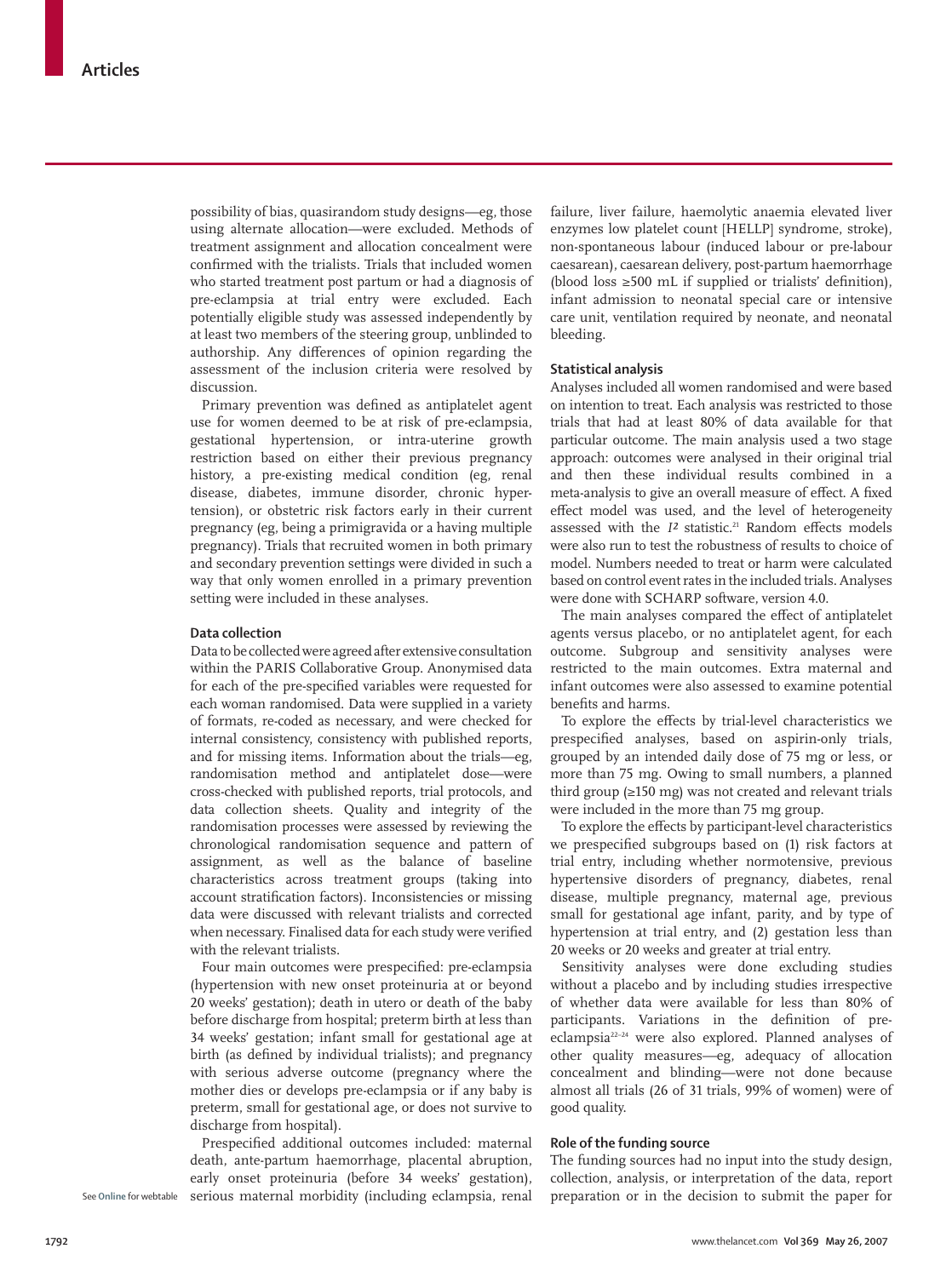possibility of bias, quasirandom study designs—eg, those using alternate allocation—were excluded. Methods of treatment assignment and allocation concealment were confirmed with the trialists. Trials that included women who started treatment post partum or had a diagnosis of pre-eclampsia at trial entry were excluded. Each potentially eligible study was assessed independently by at least two members of the steering group, unblinded to authorship. Any differences of opinion regarding the assessment of the inclusion criteria were resolved by discussion.

Primary prevention was defined as antiplatelet agent use for women deemed to be at risk of pre-eclampsia, gestational hypertension, or intra-uterine growth restriction based on either their previous pregnancy history, a pre-existing medical condition (eg, renal disease, diabetes, immune disorder, chronic hypertension), or obstetric risk factors early in their current pregnancy (eg, being a primigravida or a having multiple pregnancy). Trials that recruited women in both primary and secondary prevention settings were divided in such a way that only women enrolled in a primary prevention setting were included in these analyses.

### Data collection

Data to be collected were agreed after extensive consultation within the PARIS Collaborative Group. Anonymised data for each of the pre-specified variables were requested for each woman randomised. Data were supplied in a variety of formats, re-coded as necessary, and were checked for internal consistency, consistency with published reports, and for missing items. Information about the trials—eg, randomisation method and antiplatelet dose—were cross-checked with published reports, trial protocols, and data collection sheets. Quality and integrity of the randomisation processes were assessed by reviewing the chronological randomisation sequence and pattern of assignment, as well as the balance of baseline characteristics across treatment groups (taking into account stratification factors). Inconsistencies or missing data were discussed with relevant trialists and corrected when necessary. Finalised data for each study were verified with the relevant trialists.

Four main outcomes were prespecified: pre-eclampsia (hypertension with new onset proteinuria at or beyond 20 weeks' gestation); death in utero or death of the baby before discharge from hospital; preterm birth at less than 34 weeks' gestation; infant small for gestational age at birth (as defined by individual trialists); and pregnancy with serious adverse outcome (pregnancy where the mother dies or develops pre-eclampsia or if any baby is preterm, small for gestational age, or does not survive to discharge from hospital).

Prespecified additional outcomes included: maternal death, ante-partum haemorrhage, placental abruption, early onset proteinuria (before 34 weeks' gestation), serious maternal morbidity (including eclampsia, renal failure, liver failure, haemolytic anaemia elevated liver enzymes low platelet count [HELLP] syndrome, stroke), non-spontaneous labour (induced labour or pre-labour caesarean), caesarean delivery, post-partum haemorrhage (blood loss ≥500 mL if supplied or trialists' definition), infant admission to neonatal special care or intensive care unit, ventilation required by neonate, and neonatal bleeding.

See Online for webtable

### Statistical analysis

Analyses included all women randomised and were based on intention to treat. Each analysis was restricted to those trials that had at least 80% of data available for that particular outcome. The main analysis used a two stage approach: outcomes were analysed in their original trial and then these individual results combined in a meta-analysis to give an overall measure of effect. A fixed effect model was used, and the level of heterogeneity assessed with the $I^2$ statistic.[21] Random effects models were also run to test the robustness of results to choice of model. Numbers needed to treat or harm were calculated based on control event rates in the included trials. Analyses were done with SCHARP software, version 4.0.

The main analyses compared the effect of antiplatelet agents versus placebo, or no antiplatelet agent, for each outcome. Subgroup and sensitivity analyses were restricted to the main outcomes. Extra maternal and infant outcomes were also assessed to examine potential benefits and harms.

To explore the effects by trial-level characteristics we prespecified analyses, based on aspirin-only trials, grouped by an intended daily dose of 75 mg or less, or more than 75 mg. Owing to small numbers, a planned third group (≥150 mg) was not created and relevant trials were included in the more than 75 mg group.

To explore the effects by participant-level characteristics we prespecified subgroups based on (1) risk factors at trial entry, including whether normotensive, previous hypertensive disorders of pregnancy, diabetes, renal disease, multiple pregnancy, maternal age, previous small for gestational age infant, parity, and by type of hypertension at trial entry, and (2) gestation less than 20 weeks or 20 weeks and greater at trial entry.

Sensitivity analyses were done excluding studies without a placebo and by including studies irrespective of whether data were available for less than 80% of participants. Variations in the definition of pre-eclampsia[22–24] were also explored. Planned analyses of other quality measures—eg, adequacy of allocation concealment and blinding—were not done because almost all trials (26 of 31 trials, 99% of women) were of good quality.

### Role of the funding source

The funding sources had no input into the study design, collection, analysis, or interpretation of the data, report preparation or in the decision to submit the paper for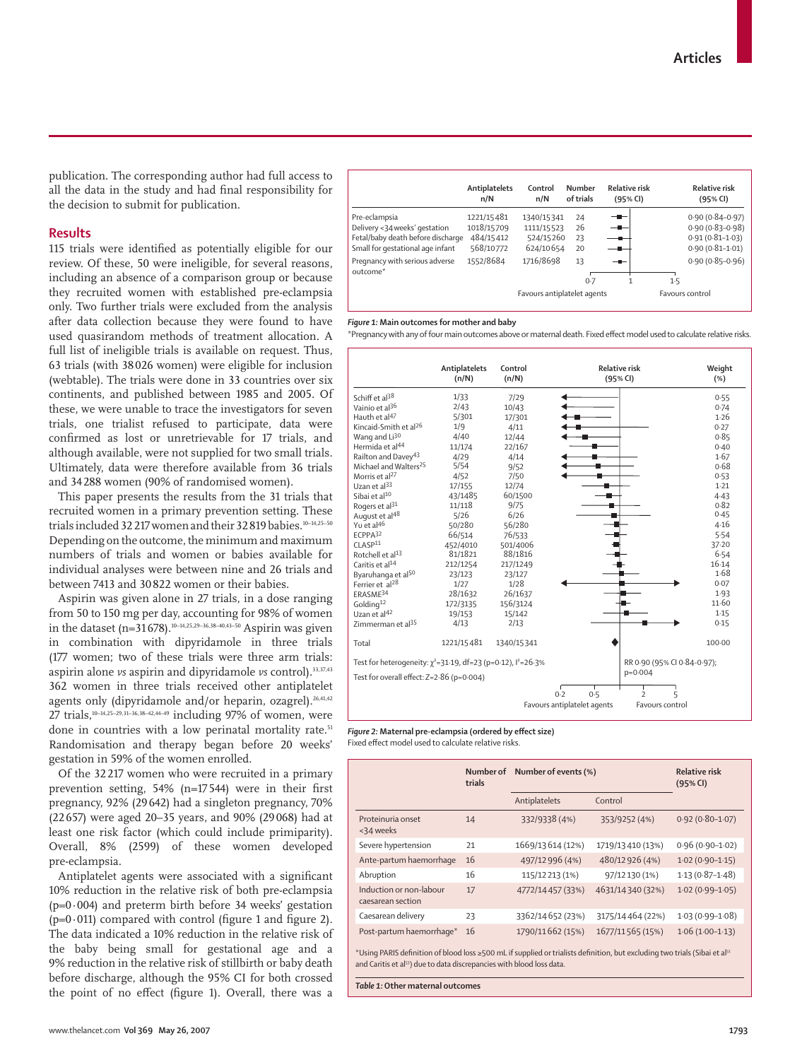publication. The corresponding author had full access to all the data in the study and had final responsibility for the decision to submit for publication.

## Results

115 trials were identified as potentially eligible for our review. Of these, 50 were ineligible, for several reasons, including an absence of a comparison group or because they recruited women with established pre-eclampsia only. Two further trials were excluded from the analysis after data collection because they were found to have used quasirandom methods of treatment allocation. A full list of ineligible trials is available on request. Thus, 63 trials (with 38 026 women) were eligible for inclusion (webtable). The trials were done in 33 countries over six continents, and published between 1985 and 2005. Of these, we were unable to trace the investigators for seven trials, one trialist refused to participate, data were confirmed as lost or unretrievable for 17 trials, and although available, were not supplied for two small trials. Ultimately, data were therefore available from 36 trials and 34 288 women (90% of randomised women).

This paper presents the results from the 31 trials that recruited women in a primary prevention setting. These trials included 32 217 women and their 32 819 babies.[10–14,25–50] Depending on the outcome, the minimum and maximum numbers of trials and women or babies available for individual analyses were between nine and 26 trials and between 7413 and 30 822 women or their babies.

Aspirin was given alone in 27 trials, in a dose ranging from 50 to 150 mg per day, accounting for 98% of women in the dataset (n=31 678).[10–14,25,29–36,38–40,43–50] Aspirin was given in combination with dipyridamole in three trials (177 women; two of these trials were three arm trials: aspirin alone *vs* aspirin and dipyridamole *vs* control).[33,37,43] 362 women in three trials received other antiplatelet agents only (dipyridamole and/or heparin, ozagrel).[26,41,42] 27 trials,[10–14,25–29,31–36,38–42,44–49] including 97% of women, were done in countries with a low perinatal mortality rate.[51] Randomisation and therapy began before 20 weeks' gestation in 59% of the women enrolled.

Of the 32 217 women who were recruited in a primary prevention setting, 54% (n=17 544) were in their first pregnancy, 92% (29 642) had a singleton pregnancy, 70% (22 657) were aged 20–35 years, and 90% (29 068) had at least one risk factor (which could include primiparity). Overall, 8% (2599) of these women developed pre-eclampsia.

Antiplatelet agents were associated with a significant 10% reduction in the relative risk of both pre-eclampsia (p=0·004) and preterm birth before 34 weeks' gestation (p=0·011) compared with control (figure 1 and figure 2). The data indicated a 10% reduction in the relative risk of the baby being small for gestational age and a 9% reduction in the relative risk of stillbirth or baby death before discharge, although the 95% CI for both crossed the point of no effect (figure 1). Overall, there was a

| | Antiplatelets n/N | Control n/N | Number of trials | Relative risk (95% CI) |
|---|---|---|---|---|
| Pre-eclampsia | 1221/15 481 | 1340/15 341 | 24 | 0·90 (0·84–0·97) |
| Delivery <34 weeks' gestation | 1018/15 709 | 1111/15 523 | 26 | 0·90 (0·83–0·98) |
| Fetal/baby death before discharge | 484/15 412 | 524/15 260 | 23 | 0·91 (0·81–1·03) |
| Small for gestational age infant | 568/10 772 | 624/10 654 | 20 | 0·90 (0·81–1·01) |
| Pregnancy with serious adverse outcome* | 1552/8684 | 1716/8698 | 13 | 0·90 (0·85–0·96) |

*Figure 1:* **Main outcomes for mother and baby**
*Pregnancy with any of four main outcomes above or maternal death. Fixed effect model used to calculate relative risks.

| | Antiplatelets (n/N) | Control (n/N) | Weight (%) |
|---|---|---|---|
| Schiff et al[38] | 1/33 | 7/29 | 0·55 |
| Vainio et al[36] | 2/43 | 10/43 | 0·74 |
| Hauth et al[47] | 5/301 | 17/301 | 1·26 |
| Kincaid-Smith et al[26] | 1/9 | 4/11 | 0·27 |
| Wang and Li[30] | 4/40 | 12/44 | 0·85 |
| Hermida et al[44] | 11/174 | 22/167 | 0·40 |
| Railton and Davey[43] | 4/29 | 4/14 | 1·67 |
| Michael and Walters[25] | 5/54 | 9/52 | 0·68 |
| Morris et al[27] | 4/52 | 7/50 | 0·53 |
| Uzan et al[33] | 17/155 | 12/74 | 1·21 |
| Sibai et al[10] | 43/1485 | 60/1500 | 4·43 |
| Rogers et al[31] | 11/118 | 9/75 | 0·82 |
| August et al[48] | 5/26 | 6/26 | 0·45 |
| Yu et al[46] | 50/280 | 56/280 | 4·16 |
| ECPPA[32] | 66/514 | 76/533 | 5·54 |
| CLASP[11] | 452/4010 | 501/4006 | 37·20 |
| Rotchell et al[13] | 81/1821 | 88/1816 | 6·54 |
| Caritis et al[14] | 212/1254 | 217/1249 | 16·14 |
| Byaruhanga et al[50] | 23/123 | 23/127 | 1·68 |
| Ferrier et al[28] | 1/27 | 1/28 | 0·07 |
| ERASME[34] | 28/1632 | 26/1637 | 1·93 |
| Golding[12] | 172/3135 | 156/3124 | 11·60 |
| Uzan et al[42] | 19/153 | 15/142 | 1·15 |
| Zimmerman et al[35] | 4/13 | 2/13 | 0·15 |
| Total | 1221/15 481 | 1340/15 341 | 100·00 |

Test for heterogeneity: $\chi^2$=31·19, df=23 (p=0·12), $I^2$=26·3%
Test for overall effect: Z=2·86 (p=0·004)
RR 0·90 (95% CI 0·84–0·97); p=0·004

*Figure 2:* **Maternal pre-eclampsia (ordered by effect size)**
Fixed effect model used to calculate relative risks.

| | Number of trials | Number of events (%) | | Relative risk (95% CI) |
|---|---|---|---|---|
| | | Antiplatelets | Control | |
| Proteinuria onset <34 weeks | 14 | 332/9338 (4%) | 353/9252 (4%) | 0·92 (0·80–1·07) |
| Severe hypertension | 21 | 1669/13 614 (12%) | 1719/13 410 (13%) | 0·96 (0·90–1·02) |
| Ante-partum haemorrhage | 16 | 497/12 996 (4%) | 480/12 926 (4%) | 1·02 (0·90–1·15) |
| Abruption | 16 | 115/12 213 (1%) | 97/12 130 (1%) | 1·13 (0·87–1·48) |
| Induction or non-labour caesarean section | 17 | 4772/14 457 (33%) | 4631/14 340 (32%) | 1·02 (0·99–1·05) |
| Caesarean delivery | 23 | 3362/14 652 (23%) | 3175/14 464 (22%) | 1·03 (0·99–1·08) |
| Post-partum haemorrhage* | 16 | 1790/11 662 (15%) | 1677/11 565 (15%) | 1·06 (1·00–1·13) |

*Using PARIS definition of blood loss ≥500 mL if supplied or trialists definition, but excluding two trials (Sibai et al[51] and Caritis et al[33]) due to data discrepancies with blood loss data.

*Table 1:* **Other maternal outcomes**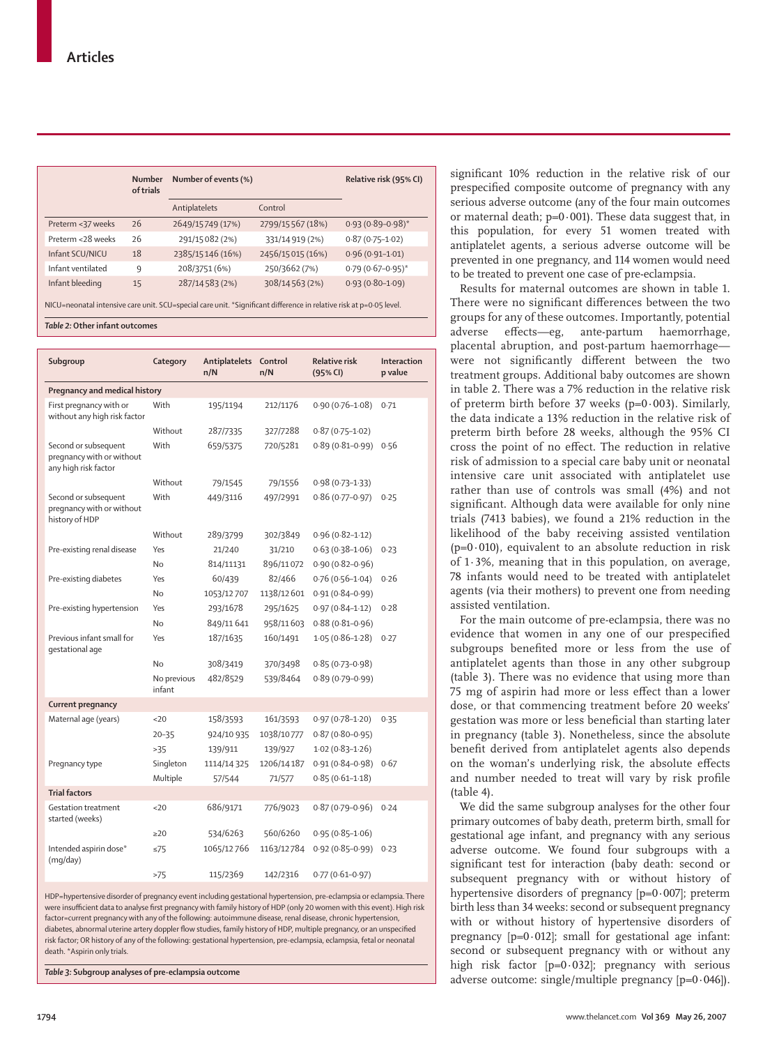| | Number of trials | Number of events (%) | | Relative risk (95% CI) |
|---|---|---|---|---|
| | | Antiplatelets | Control | |
| Preterm <37 weeks | 26 | 2649/15 749 (17%) | 2799/15 567 (18%) | 0·93 (0·89–0·98)* |
| Preterm <28 weeks | 26 | 291/15 082 (2%) | 331/14 919 (2%) | 0·87 (0·75–1·02) |
| Infant SCU/NICU | 18 | 2385/15 146 (16%) | 2456/15 015 (16%) | 0·96 (0·91–1·01) |
| Infant ventilated | 9 | 208/3751 (6%) | 250/3662 (7%) | 0·79 (0·67–0·95)* |
| Infant bleeding | 15 | 287/14 583 (2%) | 308/14 563 (2%) | 0·93 (0·80–1·09) |

NICU=neonatal intensive care unit. SCU=special care unit. *Significant difference in relative risk at p=0·05 level.

*Table 2:* **Other infant outcomes**

| Subgroup | Category | Antiplatelets n/N | Control n/N | Relative risk (95% CI) | Interaction p value |
|---|---|---|---|---|---|
| **Pregnancy and medical history** | | | | | |
| First pregnancy with or without any high risk factor | With | 195/1194 | 212/1176 | 0·90 (0·76–1·08) | 0·71 |
| | Without | 287/7335 | 327/7288 | 0·87 (0·75–1·02) | |
| Second or subsequent pregnancy with or without any high risk factor | With | 659/5375 | 720/5281 | 0·89 (0·81–0·99) | 0·56 |
| | Without | 79/1545 | 79/1556 | 0·98 (0·73–1·33) | |
| Second or subsequent pregnancy with or without history of HDP | With | 449/3116 | 497/2991 | 0·86 (0·77–0·97) | 0·25 |
| | Without | 289/3799 | 302/3849 | 0·96 (0·82–1·12) | |
| Pre-existing renal disease | Yes | 21/240 | 31/210 | 0·63 (0·38–1·06) | 0·23 |
| | No | 814/11 131 | 896/11 072 | 0·90 (0·82–0·96) | |
| Pre-existing diabetes | Yes | 60/439 | 82/466 | 0·76 (0·56–1·04) | 0·26 |
| | No | 1053/12 707 | 1138/12 601 | 0·91 (0·84–0·99) | |
| Pre-existing hypertension | Yes | 293/1678 | 295/1625 | 0·97 (0·84–1·12) | 0·28 |
| | No | 849/11 641 | 958/11 603 | 0·88 (0·81–0·96) | |
| Previous infant small for gestational age | Yes | 187/1635 | 160/1491 | 1·05 (0·86–1·28) | 0·27 |
| | No | 308/3419 | 370/3498 | 0·85 (0·73–0·98) | |
| | No previous infant | 482/8529 | 539/8464 | 0·89 (0·79–0·99) | |
| **Current pregnancy** | | | | | |
| Maternal age (years) | <20 | 158/3593 | 161/3593 | 0·97 (0·78–1·20) | 0·35 |
| | 20–35 | 924/10 935 | 1038/10 777 | 0·87 (0·80–0·95) | |
| | >35 | 139/911 | 139/927 | 1·02 (0·83–1·26) | |
| Pregnancy type | Singleton | 1114/14 325 | 1206/14 187 | 0·91 (0·84–0·98) | 0·67 |
| | Multiple | 57/544 | 71/577 | 0·85 (0·61–1·18) | |
| **Trial factors** | | | | | |
| Gestation treatment started (weeks) | <20 | 686/9171 | 776/9023 | 0·87 (0·79–0·96) | 0·24 |
| | ≥20 | 534/6263 | 560/6260 | 0·95 (0·85–1·06) | |
| Intended aspirin dose* (mg/day) | ≤75 | 1065/12 766 | 1163/12 784 | 0·92 (0·85–0·99) | 0·23 |
| | >75 | 115/2369 | 142/2316 | 0·77 (0·61–0·97) | |

HDP=hypertensive disorder of pregnancy event including gestational hypertension, pre-eclampsia or eclampsia. There were insufficient data to analyse first pregnancy with family history of HDP (only 20 women with this event). High risk factor=current pregnancy with any of the following: autoimmune disease, renal disease, chronic hypertension, diabetes, abnormal uterine artery doppler flow studies, family history of HDP, multiple pregnancy, or an unspecified risk factor; OR history of any of the following: gestational hypertension, pre-eclampsia, eclampsia, fetal or neonatal death. *Aspirin only trials.

*Table 3:* **Subgroup analyses of pre-eclampsia outcome**

significant 10% reduction in the relative risk of our prespecified composite outcome of pregnancy with any serious adverse outcome (any of the four main outcomes or maternal death; p=0·001). These data suggest that, in this population, for every 51 women treated with antiplatelet agents, a serious adverse outcome will be prevented in one pregnancy, and 114 women would need to be treated to prevent one case of pre-eclampsia.

Results for maternal outcomes are shown in table 1. There were no significant differences between the two groups for any of these outcomes. Importantly, potential adverse effects—eg, ante-partum haemorrhage, placental abruption, and post-partum haemorrhage—were not significantly different between the two treatment groups. Additional baby outcomes are shown in table 2. There was a 7% reduction in the relative risk of preterm birth before 37 weeks (p=0·003). Similarly, the data indicate a 13% reduction in the relative risk of preterm birth before 28 weeks, although the 95% CI cross the point of no effect. The reduction in relative risk of admission to a special care baby unit or neonatal intensive care unit associated with antiplatelet use rather than use of controls was small (4%) and not significant. Although data were available for only nine trials (7413 babies), we found a 21% reduction in the likelihood of the baby receiving assisted ventilation (p=0·010), equivalent to an absolute reduction in risk of 1·3%, meaning that in this population, on average, 78 infants would need to be treated with antiplatelet agents (via their mothers) to prevent one from needing assisted ventilation.

For the main outcome of pre-eclampsia, there was no evidence that women in any one of our prespecified subgroups benefited more or less from the use of antiplatelet agents than those in any other subgroup (table 3). There was no evidence that using more than 75 mg of aspirin had more or less effect than a lower dose, or that commencing treatment before 20 weeks' gestation was more or less beneficial than starting later in pregnancy (table 3). Nonetheless, since the absolute benefit derived from antiplatelet agents also depends on the woman's underlying risk, the absolute effects and number needed to treat will vary by risk profile (table 4).

We did the same subgroup analyses for the other four primary outcomes of baby death, preterm birth, small for gestational age infant, and pregnancy with any serious adverse outcome. We found four subgroups with a significant test for interaction (baby death: second or subsequent pregnancy with or without history of hypertensive disorders of pregnancy [p=0·007]; preterm birth less than 34 weeks: second or subsequent pregnancy with or without history of hypertensive disorders of pregnancy [p=0·012]; small for gestational age infant: second or subsequent pregnancy with or without any high risk factor [p=0·032]; pregnancy with serious adverse outcome: single/multiple pregnancy [p=0·046]).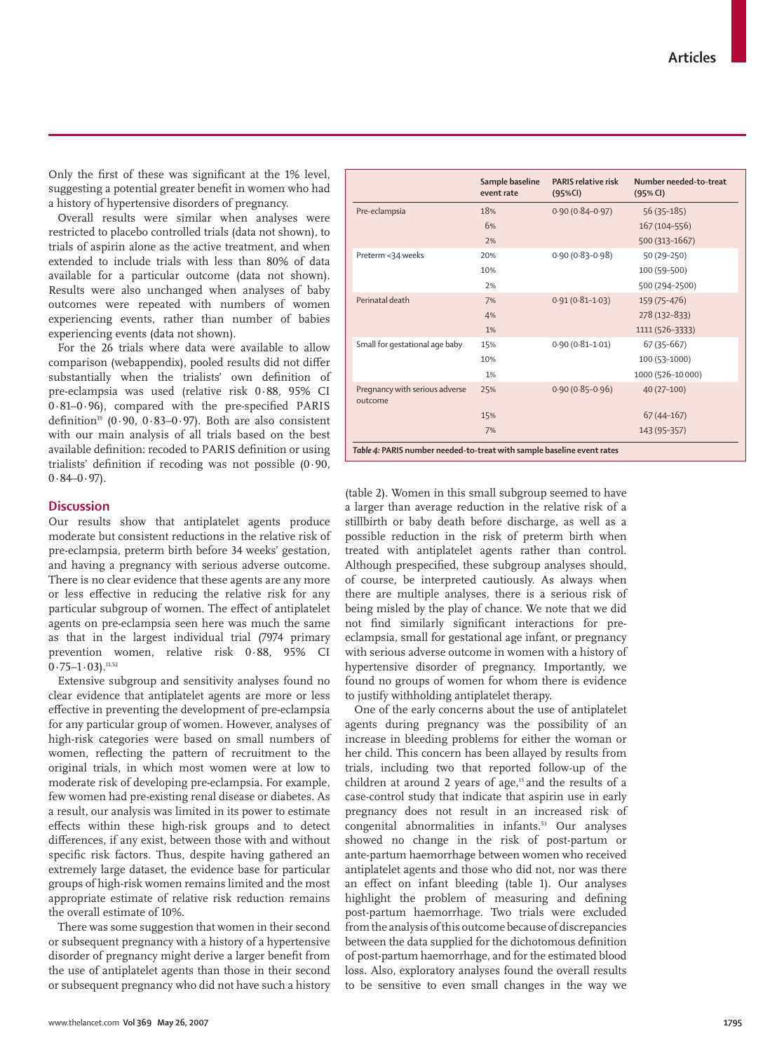Only the first of these was significant at the 1% level, suggesting a potential greater benefit in women who had a history of hypertensive disorders of pregnancy.

Overall results were similar when analyses were restricted to placebo controlled trials (data not shown), to trials of aspirin alone as the active treatment, and when extended to include trials with less than 80% of data available for a particular outcome (data not shown). Results were also unchanged when analyses of baby outcomes were repeated with numbers of women experiencing events, rather than number of babies experiencing events (data not shown).

For the 26 trials where data were available to allow comparison (webappendix), pooled results did not differ substantially when the trialists' own definition of pre-eclampsia was used (relative risk 0·88, 95% CI 0·81–0·96), compared with the pre-specified PARIS definition[19] (0·90, 0·83–0·97). Both are also consistent with our main analysis of all trials based on the best available definition: recoded to PARIS definition or using trialists' definition if recoding was not possible (0·90, 0·84–0·97).

| | Sample baseline event rate | PARIS relative risk (95%CI) | Number needed-to-treat (95% CI) |
|---|---|---|---|
| Pre-eclampsia | 18% | 0·90 (0·84–0·97) | 56 (35–185) |
| | 6% | | 167 (104–556) |
| | 2% | | 500 (313–1667) |
| Preterm <34 weeks | 20% | 0·90 (0·83–0·98) | 50 (29–250) |
| | 10% | | 100 (59–500) |
| | 2% | | 500 (294–2500) |
| Perinatal death | 7% | 0·91 (0·81–1·03) | 159 (75–476) |
| | 4% | | 278 (132–833) |
| | 1% | | 1111 (526–3333) |
| Small for gestational age baby | 15% | 0·90 (0·81–1·01) | 67 (35–667) |
| | 10% | | 100 (53–1000) |
| | 1% | | 1000 (526–10 000) |
| Pregnancy with serious adverse outcome | 25% | 0·90 (0·85–0·96) | 40 (27–100) |
| | 15% | | 67 (44–167) |
| | 7% | | 143 (95–357) |

*Table 4:* **PARIS number needed-to-treat with sample baseline event rates**

## Discussion

Our results show that antiplatelet agents produce moderate but consistent reductions in the relative risk of pre-eclampsia, preterm birth before 34 weeks' gestation, and having a pregnancy with serious adverse outcome. There is no clear evidence that these agents are any more or less effective in reducing the relative risk for any particular subgroup of women. The effect of antiplatelet agents on pre-eclampsia seen here was much the same as that in the largest individual trial (7974 primary prevention women, relative risk 0·88, 95% CI 0·75–1·03).[11,52]

Extensive subgroup and sensitivity analyses found no clear evidence that antiplatelet agents are more or less effective in preventing the development of pre-eclampsia for any particular group of women. However, analyses of high-risk categories were based on small numbers of women, reflecting the pattern of recruitment to the original trials, in which most women were at low to moderate risk of developing pre-eclampsia. For example, few women had pre-existing renal disease or diabetes. As a result, our analysis was limited in its power to estimate effects within these high-risk groups and to detect differences, if any exist, between those with and without specific risk factors. Thus, despite having gathered an extremely large dataset, the evidence base for particular groups of high-risk women remains limited and the most appropriate estimate of relative risk reduction remains the overall estimate of 10%.

There was some suggestion that women in their second or subsequent pregnancy with a history of a hypertensive disorder of pregnancy might derive a larger benefit from the use of antiplatelet agents than those in their second or subsequent pregnancy who did not have such a history (table 2). Women in this small subgroup seemed to have a larger than average reduction in the relative risk of a stillbirth or baby death before discharge, as well as a possible reduction in the risk of preterm birth when treated with antiplatelet agents rather than control. Although prespecified, these subgroup analyses should, of course, be interpreted cautiously. As always when there are multiple analyses, there is a serious risk of being misled by the play of chance. We note that we did not find similarly significant interactions for pre-eclampsia, small for gestational age infant, or pregnancy with serious adverse outcome in women with a history of hypertensive disorder of pregnancy. Importantly, we found no groups of women for whom there is evidence to justify withholding antiplatelet therapy.

One of the early concerns about the use of antiplatelet agents during pregnancy was the possibility of an increase in bleeding problems for either the woman or her child. This concern has been allayed by results from trials, including two that reported follow-up of the children at around 2 years of age,[15] and the results of a case-control study that indicate that aspirin use in early pregnancy does not result in an increased risk of congenital abnormalities in infants.[53] Our analyses showed no change in the risk of post-partum or ante-partum haemorrhage between women who received antiplatelet agents and those who did not, nor was there an effect on infant bleeding (table 1). Our analyses highlight the problem of measuring and defining post-partum haemorrhage. Two trials were excluded from the analysis of this outcome because of discrepancies between the data supplied for the dichotomous definition of post-partum haemorrhage, and for the estimated blood loss. Also, exploratory analyses found the overall results to be sensitive to even small changes in the way we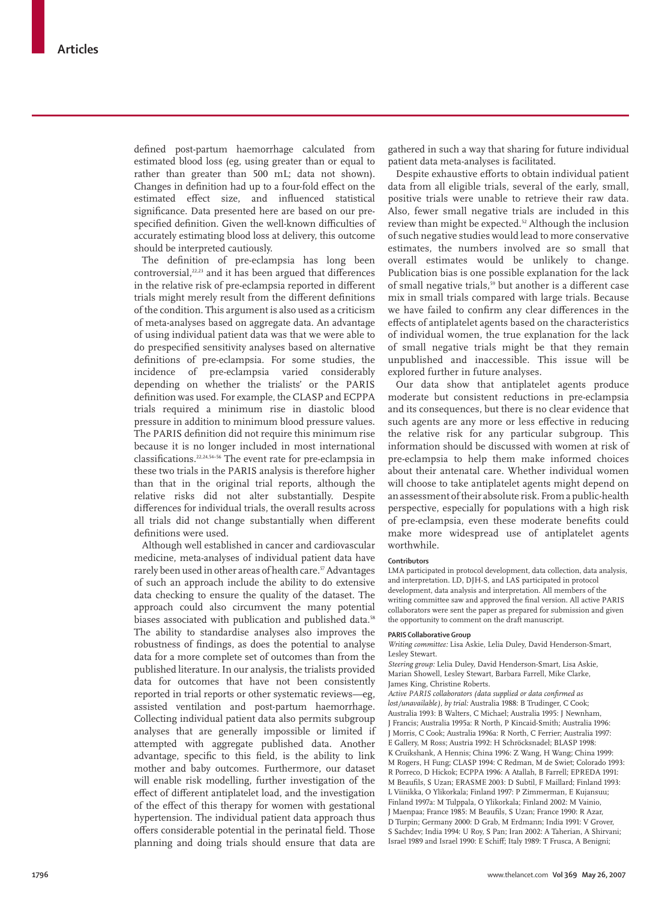defined post-partum haemorrhage calculated from estimated blood loss (eg, using greater than or equal to rather than greater than 500 mL; data not shown). Changes in definition had up to a four-fold effect on the estimated effect size, and influenced statistical significance. Data presented here are based on our prespecified definition. Given the well-known difficulties of accurately estimating blood loss at delivery, this outcome should be interpreted cautiously.

The definition of pre-eclampsia has long been controversial,[22,23] and it has been argued that differences in the relative risk of pre-eclampsia reported in different trials might merely result from the different definitions of the condition. This argument is also used as a criticism of meta-analyses based on aggregate data. An advantage of using individual patient data was that we were able to do prespecified sensitivity analyses based on alternative definitions of pre-eclampsia. For some studies, the incidence of pre-eclampsia varied considerably depending on whether the trialists' or the PARIS definition was used. For example, the CLASP and ECPPA trials required a minimum rise in diastolic blood pressure in addition to minimum blood pressure values. The PARIS definition did not require this minimum rise because it is no longer included in most international classifications.[22,24,54–56] The event rate for pre-eclampsia in these two trials in the PARIS analysis is therefore higher than that in the original trial reports, although the relative risks did not alter substantially. Despite differences for individual trials, the overall results across all trials did not change substantially when different definitions were used.

Although well established in cancer and cardiovascular medicine, meta-analyses of individual patient data have rarely been used in other areas of health care.[57] Advantages of such an approach include the ability to do extensive data checking to ensure the quality of the dataset. The approach could also circumvent the many potential biases associated with publication and published data.[58] The ability to standardise analyses also improves the robustness of findings, as does the potential to analyse data for a more complete set of outcomes than from the published literature. In our analysis, the trialists provided data for outcomes that have not been consistently reported in trial reports or other systematic reviews—eg, assisted ventilation and post-partum haemorrhage. Collecting individual patient data also permits subgroup analyses that are generally impossible or limited if attempted with aggregate published data. Another advantage, specific to this field, is the ability to link mother and baby outcomes. Furthermore, our dataset will enable risk modelling, further investigation of the effect of different antiplatelet load, and the investigation of the effect of this therapy for women with gestational hypertension. The individual patient data approach thus offers considerable potential in the perinatal field. Those planning and doing trials should ensure that data are gathered in such a way that sharing for future individual patient data meta-analyses is facilitated.

Despite exhaustive efforts to obtain individual patient data from all eligible trials, several of the early, small, positive trials were unable to retrieve their raw data. Also, fewer small negative trials are included in this review than might be expected.[52] Although the inclusion of such negative studies would lead to more conservative estimates, the numbers involved are so small that overall estimates would be unlikely to change. Publication bias is one possible explanation for the lack of small negative trials,[59] but another is a different case mix in small trials compared with large trials. Because we have failed to confirm any clear differences in the effects of antiplatelet agents based on the characteristics of individual women, the true explanation for the lack of small negative trials might be that they remain unpublished and inaccessible. This issue will be explored further in future analyses.

Our data show that antiplatelet agents produce moderate but consistent reductions in pre-eclampsia and its consequences, but there is no clear evidence that such agents are any more or less effective in reducing the relative risk for any particular subgroup. This information should be discussed with women at risk of pre-eclampsia to help them make informed choices about their antenatal care. Whether individual women will choose to take antiplatelet agents might depend on an assessment of their absolute risk. From a public-health perspective, especially for populations with a high risk of pre-eclampsia, even these moderate benefits could make more widespread use of antiplatelet agents worthwhile.

#### Contributors

LMA participated in protocol development, data collection, data analysis, and interpretation. LD, DJH-S, and LAS participated in protocol development, data analysis and interpretation. All members of the writing committee saw and approved the final version. All active PARIS collaborators were sent the paper as prepared for submission and given the opportunity to comment on the draft manuscript.

#### PARIS Collaborative Group

*Writing committee:* Lisa Askie, Lelia Duley, David Henderson-Smart, Lesley Stewart.

*Steering group:* Lelia Duley, David Henderson-Smart, Lisa Askie, Marian Showell, Lesley Stewart, Barbara Farrell, Mike Clarke, James King, Christine Roberts.

*Active PARIS collaborators (data supplied or data confirmed as lost/unavailable), by trial:* Australia 1988: B Trudinger, C Cook; Australia 1993: B Walters, C Michael; Australia 1995: J Newnham, J Francis; Australia 1995a: R North, P Kincaid-Smith; Australia 1996: J Morris, C Cook; Australia 1996a: R North, C Ferrier; Australia 1997: E Gallery, M Ross; Austria 1992: H Schröcksnadel; BLASP 1998: K Cruikshank, A Hennis; China 1996: Z Wang, H Wang; China 1999: M Rogers, H Fung; CLASP 1994: C Redman, M de Swiet; Colorado 1993: R Porreco, D Hickok; ECPPA 1996: A Atallah, B Farrell; EPREDA 1991: M Beaufils, S Uzan; ERASME 2003: D Subtil, F Maillard; Finland 1993: L Viinikka, O Ylikorkala; Finland 1997: P Zimmerman, E Kujansuu; Finland 1997a: M Tulppala, O Ylikorkala; Finland 2002: M Vainio, J Maenpaa; France 1985: M Beaufils, S Uzan; France 1990: R Azar, D Turpin; Germany 2000: D Grab, M Erdmann; India 1991: V Grover, S Sachdev; India 1994: U Roy, S Pan; Iran 2002: A Taherian, A Shirvani; Israel 1989 and Israel 1990: E Schiff; Italy 1989: T Frusca, A Benigni;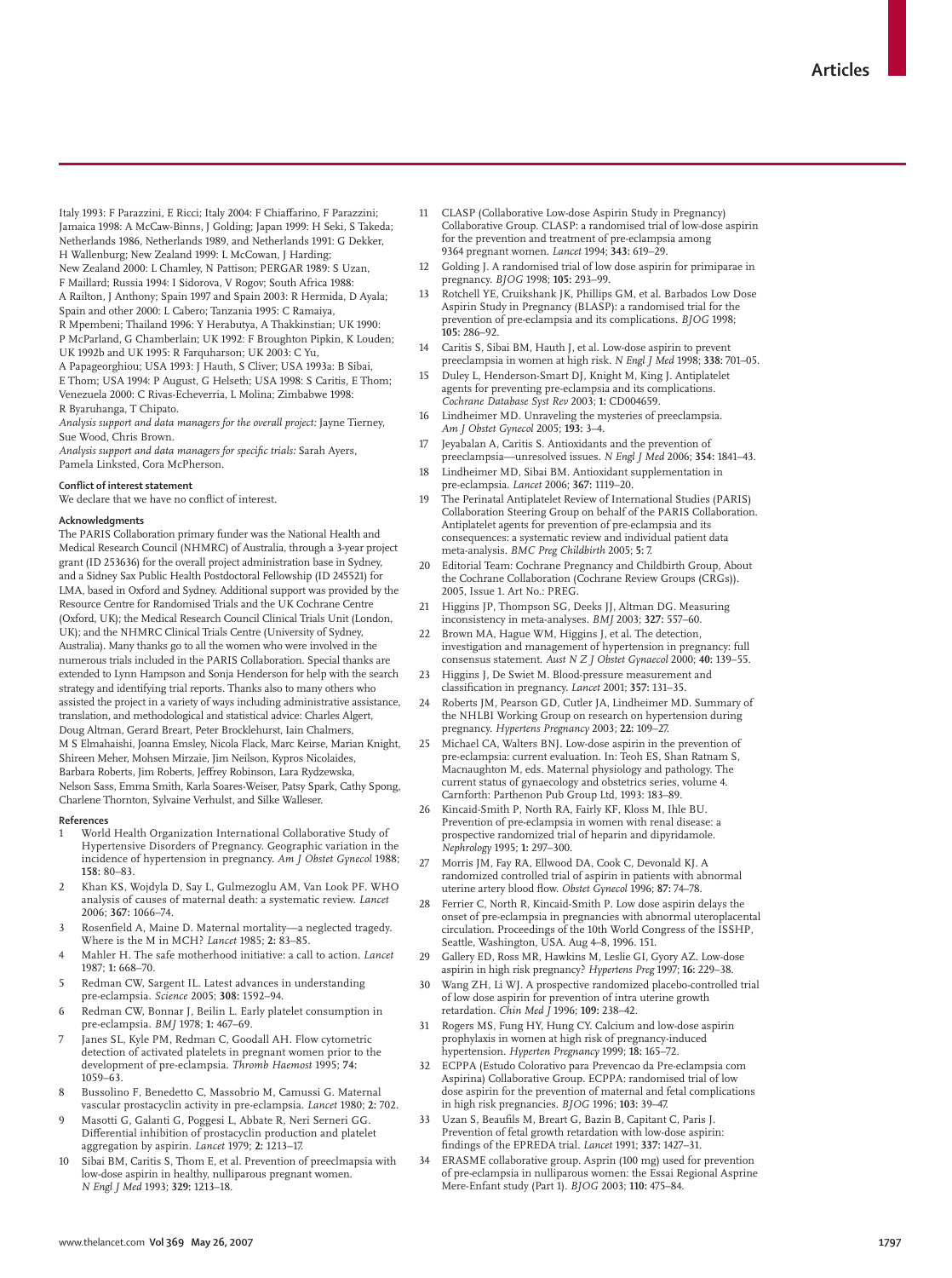Italy 1993: F Parazzini, E Ricci; Italy 2004: F Chiaffarino, F Parazzini; Jamaica 1998: A McCaw-Binns, J Golding; Japan 1999: H Seki, S Takeda; Netherlands 1986, Netherlands 1989, and Netherlands 1991: G Dekker, H Wallenburg; New Zealand 1999: L McCowan, J Harding; New Zealand 2000: L Chamley, N Pattison; PERGAR 1989: S Uzan, F Maillard; Russia 1994: I Sidorova, V Rogov; South Africa 1988: A Railton, J Anthony; Spain 1997 and Spain 2003: R Hermida, D Ayala; Spain and other 2000: L Cabero; Tanzania 1995: C Ramaiya, R Mpembeni; Thailand 1996: Y Herabutya, A Thakkinstian; UK 1990: P McParland, G Chamberlain; UK 1992: F Broughton Pipkin, K Louden; UK 1992b and UK 1995: R Farquharson; UK 2003: C Yu, A Papageorghiou; USA 1993: J Hauth, S Cliver; USA 1993a: B Sibai, E Thom; USA 1994: P August, G Helseth; USA 1998: S Caritis, E Thom; Venezuela 2000: C Rivas-Echeverria, L Molina; Zimbabwe 1998: R Byaruhanga, T Chipato.

*Analysis support and data managers for the overall project:* Jayne Tierney, Sue Wood, Chris Brown.

*Analysis support and data managers for specific trials:* Sarah Ayers, Pamela Linksted, Cora McPherson.

### Conflict of interest statement

We declare that we have no conflict of interest.

### Acknowledgments

The PARIS Collaboration primary funder was the National Health and Medical Research Council (NHMRC) of Australia, through a 3-year project grant (ID 253636) for the overall project administration base in Sydney, and a Sidney Sax Public Health Postdoctoral Fellowship (ID 245521) for LMA, based in Oxford and Sydney. Additional support was provided by the Resource Centre for Randomised Trials and the UK Cochrane Centre (Oxford, UK); the Medical Research Council Clinical Trials Unit (London, UK); and the NHMRC Clinical Trials Centre (University of Sydney, Australia). Many thanks go to all the women who were involved in the numerous trials included in the PARIS Collaboration. Special thanks are extended to Lynn Hampson and Sonja Henderson for help with the search strategy and identifying trial reports. Thanks also to many others who assisted the project in a variety of ways including administrative assistance, translation, and methodological and statistical advice: Charles Algert, Doug Altman, Gerard Breart, Peter Brocklehurst, Iain Chalmers, M S Elmahaishi, Joanna Emsley, Nicola Flack, Marc Keirse, Marian Knight, Shireen Meher, Mohsen Mirzaie, Jim Neilson, Kypros Nicolaides, Barbara Roberts, Jim Roberts, Jeffrey Robinson, Lara Rydzewska, Nelson Sass, Emma Smith, Karla Soares-Weiser, Patsy Spark, Cathy Spong, Charlene Thornton, Sylvaine Verhulst, and Silke Walleser.

### References

1. World Health Organization International Collaborative Study of Hypertensive Disorders of Pregnancy. Geographic variation in the incidence of hypertension in pregnancy. *Am J Obstet Gynecol* 1988; **158:** 80–83.
2. Khan KS, Wojdyla D, Say L, Gulmezoglu AM, Van Look PF. WHO analysis of causes of maternal death: a systematic review. *Lancet* 2006; **367:** 1066–74.
3. Rosenfield A, Maine D. Maternal mortality—a neglected tragedy. Where is the M in MCH? *Lancet* 1985; **2:** 83–85.
4. Mahler H. The safe motherhood initiative: a call to action. *Lancet* 1987; **1:** 668–70.
5. Redman CW, Sargent IL. Latest advances in understanding pre-eclampsia. *Science* 2005; **308:** 1592–94.
6. Redman CW, Bonnar J, Beilin L. Early platelet consumption in pre-eclampsia. *BMJ* 1978; **1:** 467–69.
7. Janes SL, Kyle PM, Redman C, Goodall AH. Flow cytometric detection of activated platelets in pregnant women prior to the development of pre-eclampsia. *Thromb Haemost* 1995; **74:** 1059–63.
8. Bussolino F, Benedetto C, Massobrio M, Camussi G. Maternal vascular prostacyclin activity in pre-eclampsia. *Lancet* 1980; **2:** 702.
9. Masotti G, Galanti G, Poggesi L, Abbate R, Neri Serneri GG. Differential inhibition of prostacyclin production and platelet aggregation by aspirin. *Lancet* 1979; **2:** 1213–17.
10. Sibai BM, Caritis S, Thom E, et al. Prevention of preeclmapsia with low-dose aspirin in healthy, nulliparous pregnant women. *N Engl J Med* 1993; **329:** 1213–18.
11. CLASP (Collaborative Low-dose Aspirin Study in Pregnancy) Collaborative Group. CLASP: a randomised trial of low-dose aspirin for the prevention and treatment of pre-eclampsia among 9364 pregnant women. *Lancet* 1994; **343:** 619–29.
12. Golding J. A randomised trial of low dose aspirin for primiparae in pregnancy. *BJOG* 1998; **105:** 293–99.
13. Rotchell YE, Cruikshank JK, Phillips GM, et al. Barbados Low Dose Aspirin Study in Pregnancy (BLASP): a randomised trial for the prevention of pre-eclampsia and its complications. *BJOG* 1998; **105:** 286–92.
14. Caritis S, Sibai BM, Hauth J, et al. Low-dose aspirin to prevent preeclampsia in women at high risk. *N Engl J Med* 1998; **338:** 701–05.
15. Duley L, Henderson-Smart DJ, Knight M, King J. Antiplatelet agents for preventing pre-eclampsia and its complications. *Cochrane Database Syst Rev* 2003; **1:** CD004659.
16. Lindheimer MD. Unraveling the mysteries of preeclampsia. *Am J Obstet Gynecol* 2005; **193:** 3–4.
17. Jeyabalan A, Caritis S. Antioxidants and the prevention of preeclampsia—unresolved issues. *N Engl J Med* 2006; **354:** 1841–43.
18. Lindheimer MD, Sibai BM. Antioxidant supplementation in pre-eclampsia. *Lancet* 2006; **367:** 1119–20.
19. The Perinatal Antiplatelet Review of International Studies (PARIS) Collaboration Steering Group on behalf of the PARIS Collaboration. Antiplatelet agents for prevention of pre-eclampsia and its consequences: a systematic review and individual patient data meta-analysis. *BMC Preg Childbirth* 2005; **5:** 7.
20. Editorial Team: Cochrane Pregnancy and Childbirth Group, About the Cochrane Collaboration (Cochrane Review Groups (CRGs)). 2005, Issue 1. Art No.: PREG.
21. Higgins JP, Thompson SG, Deeks JJ, Altman DG. Measuring inconsistency in meta-analyses. *BMJ* 2003; **327:** 557–60.
22. Brown MA, Hague WM, Higgins J, et al. The detection, investigation and management of hypertension in pregnancy: full consensus statement. *Aust N Z J Obstet Gynaecol* 2000; **40:** 139–55.
23. Higgins J, De Swiet M. Blood-pressure measurement and classification in pregnancy. *Lancet* 2001; **357:** 131–35.
24. Roberts JM, Pearson GD, Cutler JA, Lindheimer MD. Summary of the NHLBI Working Group on research on hypertension during pregnancy. *Hypertens Pregnancy* 2003; **22:** 109–27.
25. Michael CA, Walters BNJ. Low-dose aspirin in the prevention of pre-eclampsia: current evaluation. In: Teoh ES, Shan Ratnam S, Macnaughton M, eds. Maternal physiology and pathology. The current status of gynaecology and obstetrics series, volume 4. Carnforth: Parthenon Pub Group Ltd, 1993: 183–89.
26. Kincaid-Smith P, North RA, Fairly KF, Kloss M, Ihle BU. Prevention of pre-eclampsia in women with renal disease: a prospective randomized trial of heparin and dipyridamole. *Nephrology* 1995; **1:** 297–300.
27. Morris JM, Fay RA, Ellwood DA, Cook C, Devonald KJ. A randomized controlled trial of aspirin in patients with abnormal uterine artery blood flow. *Obstet Gynecol* 1996; **87:** 74–78.
28. Ferrier C, North R, Kincaid-Smith P. Low dose aspirin delays the onset of pre-eclampsia in pregnancies with abnormal uteroplacental circulation. Proceedings of the 10th World Congress of the ISSHP, Seattle, Washington, USA. Aug 4–8, 1996. 151.
29. Gallery ED, Ross MR, Hawkins M, Leslie GI, Gyory AZ. Low-dose aspirin in high risk pregnancy? *Hypertens Preg* 1997; **16:** 229–38.
30. Wang ZH, Li WJ. A prospective randomized placebo-controlled trial of low dose aspirin for prevention of intra uterine growth retardation. *Chin Med J* 1996; **109:** 238–42.
31. Rogers MS, Fung HY, Hung CY. Calcium and low-dose aspirin prophylaxis in women at high risk of pregnancy-induced hypertension. *Hyperten Pregnancy* 1999; **18:** 165–72.
32. ECPPA (Estudo Colorativo para Prevencao da Pre-eclampsia com Aspirina) Collaborative Group. ECPPA: randomised trial of low dose aspirin for the prevention of maternal and fetal complications in high risk pregnancies. *BJOG* 1996; **103:** 39–47.
33. Uzan S, Beaufils M, Breart G, Bazin B, Capitant C, Paris J. Prevention of fetal growth retardation with low-dose aspirin: findings of the EPREDA trial. *Lancet* 1991; **337:** 1427–31.
34. ERASME collaborative group. Asprin (100 mg) used for prevention of pre-eclampsia in nulliparous women: the Essai Regional Asprine Mere-Enfant study (Part 1). *BJOG* 2003; **110:** 475–84.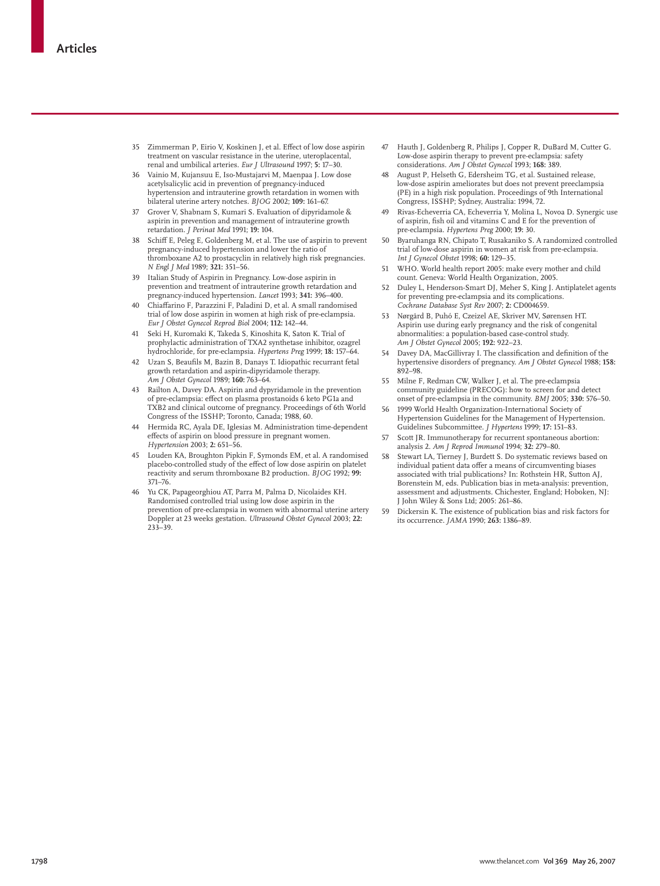35 Zimmerman P, Eirio V, Koskinen J, et al. Effect of low dose aspirin treatment on vascular resistance in the uterine, uteroplacental, renal and umbilical arteries. *Eur J Ultrasound* 1997; **5:** 17–30.

36 Vainio M, Kujansuu E, Iso-Mustajarvi M, Maenpaa J. Low dose acetylsalicylic acid in prevention of pregnancy-induced hypertension and intrauterine growth retardation in women with bilateral uterine artery notches. *BJOG* 2002; **109:** 161–67.

37 Grover V, Shabnam S, Kumari S. Evaluation of dipyridamole & aspirin in prevention and management of intrauterine growth retardation. *J Perinat Med* 1991; **19:** 104.

38 Schiff E, Peleg E, Goldenberg M, et al. The use of aspirin to prevent pregnancy-induced hypertension and lower the ratio of thromboxane A2 to prostacyclin in relatively high risk pregnancies. *N Engl J Med* 1989; **321:** 351–56.

39 Italian Study of Aspirin in Pregnancy. Low-dose aspirin in prevention and treatment of intrauterine growth retardation and pregnancy-induced hypertension. *Lancet* 1993; **341:** 396–400.

40 Chiaffarino F, Parazzini F, Paladini D, et al. A small randomised trial of low dose aspirin in women at high risk of pre-eclampsia. *Eur J Obstet Gynecol Reprod Biol* 2004; **112:** 142–44.

41 Seki H, Kuromaki K, Takeda S, Kinoshita K, Saton K. Trial of prophylactic administration of TXA2 synthetase inhibitor, ozagrel hydrochloride, for pre-eclampsia. *Hypertens Preg* 1999; **18:** 157–64.

42 Uzan S, Beaufils M, Bazin B, Danays T. Idiopathic recurrent fetal growth retardation and aspirin-dipyridamole therapy. *Am J Obstet Gynecol* 1989; **160:** 763–64.

43 Railton A, Davey DA. Aspirin and dypyridamole in the prevention of pre-eclampsia: effect on plasma prostanoids 6 keto PG1a and TXB2 and clinical outcome of pregnancy. Proceedings of 6th World Congress of the ISSHP; Toronto, Canada; 1988, 60.

44 Hermida RC, Ayala DE, Iglesias M. Administration time-dependent effects of aspirin on blood pressure in pregnant women. *Hypertension* 2003; **2:** 651–56.

45 Louden KA, Broughton Pipkin F, Symonds EM, et al. A randomised placebo-controlled study of the effect of low dose aspirin on platelet reactivity and serum thromboxane B2 production. *BJOG* 1992; **99:** 371–76.

46 Yu CK, Papageorghiou AT, Parra M, Palma D, Nicolaides KH. Randomised controlled trial using low dose aspirin in the prevention of pre-eclampsia in women with abnormal uterine artery Doppler at 23 weeks gestation. *Ultrasound Obstet Gynecol* 2003; **22:** 233–39.

47 Hauth J, Goldenberg R, Philips J, Copper R, DuBard M, Cutter G. Low-dose aspirin therapy to prevent pre-eclampsia: safety considerations. *Am J Obstet Gynecol* 1993; **168:** 389.

48 August P, Helseth G, Edersheim TG, et al. Sustained release, low-dose aspirin ameliorates but does not prevent preeclampsia (PE) in a high risk population. Proceedings of 9th International Congress, ISSHP; Sydney, Australia: 1994, 72.

49 Rivas-Echeverria CA, Echeverria Y, Molina L, Novoa D. Synergic use of aspirin, fish oil and vitamins C and E for the prevention of pre-eclampsia. *Hypertens Preg* 2000; **19:** 30.

50 Byaruhanga RN, Chipato T, Rusakaniko S. A randomized controlled trial of low-dose aspirin in women at risk from pre-eclampsia. *Int J Gynecol Obstet* 1998; **60:** 129–35.

51 WHO. World health report 2005: make every mother and child count. Geneva: World Health Organization, 2005.

52 Duley L, Henderson-Smart DJ, Meher S, King J. Antiplatelet agents for preventing pre-eclampsia and its complications. *Cochrane Database Syst Rev* 2007; **2:** CD004659.

53 Nørgård B, Puhó E, Czeizel AE, Skriver MV, Sørensen HT. Aspirin use during early pregnancy and the risk of congenital abnormalities: a population-based case-control study. *Am J Obstet Gynecol* 2005; **192:** 922–23.

54 Davey DA, MacGillivray I. The classification and definition of the hypertensive disorders of pregnancy. *Am J Obstet Gynecol* 1988; **158:** 892–98.

55 Milne F, Redman CW, Walker J, et al. The pre-eclampsia community guideline (PRECOG): how to screen for and detect onset of pre-eclampsia in the community. *BMJ* 2005; **330:** 576–50.

56 1999 World Health Organization-International Society of Hypertension Guidelines for the Management of Hypertension. Guidelines Subcommittee. *J Hypertens* 1999; **17:** 151–83.

57 Scott JR. Immunotherapy for recurrent spontaneous abortion: analysis 2. *Am J Reprod Immunol* 1994; **32:** 279–80.

58 Stewart LA, Tierney J, Burdett S. Do systematic reviews based on individual patient data offer a means of circumventing biases associated with trial publications? In: Rothstein HR, Sutton AJ, Borenstein M, eds. Publication bias in meta-analysis: prevention, assessment and adjustments. Chichester, England; Hoboken, NJ: J John Wiley & Sons Ltd; 2005: 261–86.

59 Dickersin K. The existence of publication bias and risk factors for its occurrence. *JAMA* 1990; **263:** 1386–89.